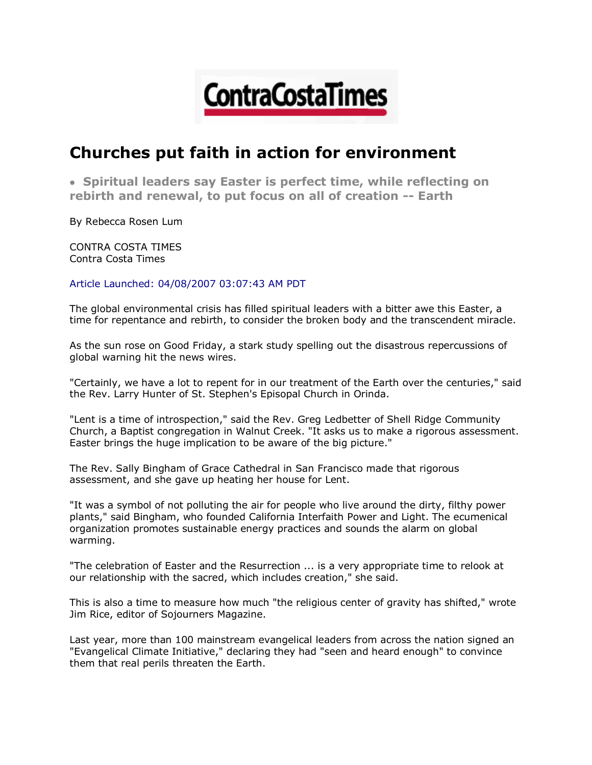ContraCostaTimes

# Churches put faith in action for environment

- **Spiritual leaders say Easter is perfect time, while reflecting on rebirth and renewal, to put focus on all of creation -- Earth**

By Rebecca Rosen Lum

CONTRA COSTA TIMES
Contra Costa Times

Article Launched: 04/08/2007 03:07:43 AM PDT

The global environmental crisis has filled spiritual leaders with a bitter awe this Easter, a time for repentance and rebirth, to consider the broken body and the transcendent miracle.

As the sun rose on Good Friday, a stark study spelling out the disastrous repercussions of global warning hit the news wires.

"Certainly, we have a lot to repent for in our treatment of the Earth over the centuries," said the Rev. Larry Hunter of St. Stephen's Episopal Church in Orinda.

"Lent is a time of introspection," said the Rev. Greg Ledbetter of Shell Ridge Community Church, a Baptist congregation in Walnut Creek. "It asks us to make a rigorous assessment. Easter brings the huge implication to be aware of the big picture."

The Rev. Sally Bingham of Grace Cathedral in San Francisco made that rigorous assessment, and she gave up heating her house for Lent.

"It was a symbol of not polluting the air for people who live around the dirty, filthy power plants," said Bingham, who founded California Interfaith Power and Light. The ecumenical organization promotes sustainable energy practices and sounds the alarm on global warming.

"The celebration of Easter and the Resurrection ... is a very appropriate time to relook at our relationship with the sacred, which includes creation," she said.

This is also a time to measure how much "the religious center of gravity has shifted," wrote Jim Rice, editor of Sojourners Magazine.

Last year, more than 100 mainstream evangelical leaders from across the nation signed an "Evangelical Climate Initiative," declaring they had "seen and heard enough" to convince them that real perils threaten the Earth.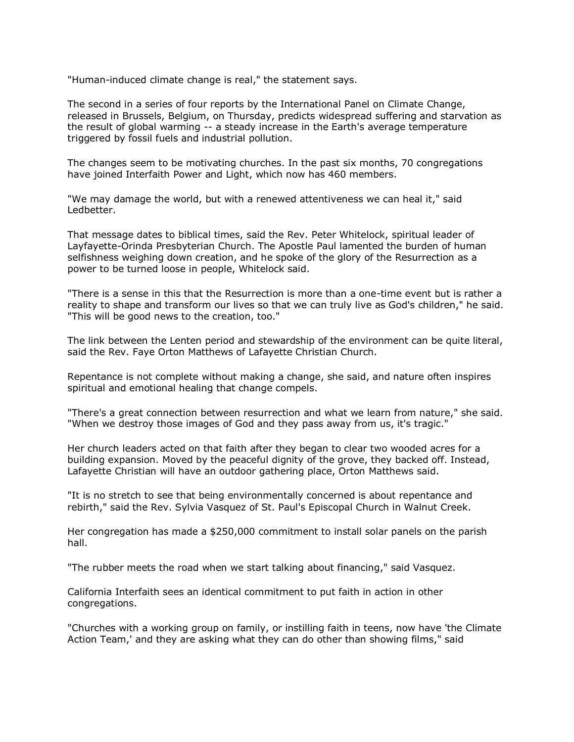"Human-induced climate change is real," the statement says.

The second in a series of four reports by the International Panel on Climate Change, released in Brussels, Belgium, on Thursday, predicts widespread suffering and starvation as the result of global warming -- a steady increase in the Earth's average temperature triggered by fossil fuels and industrial pollution.

The changes seem to be motivating churches. In the past six months, 70 congregations have joined Interfaith Power and Light, which now has 460 members.

"We may damage the world, but with a renewed attentiveness we can heal it," said Ledbetter.

That message dates to biblical times, said the Rev. Peter Whitelock, spiritual leader of Layfayette-Orinda Presbyterian Church. The Apostle Paul lamented the burden of human selfishness weighing down creation, and he spoke of the glory of the Resurrection as a power to be turned loose in people, Whitelock said.

"There is a sense in this that the Resurrection is more than a one-time event but is rather a reality to shape and transform our lives so that we can truly live as God's children," he said. "This will be good news to the creation, too."

The link between the Lenten period and stewardship of the environment can be quite literal, said the Rev. Faye Orton Matthews of Lafayette Christian Church.

Repentance is not complete without making a change, she said, and nature often inspires spiritual and emotional healing that change compels.

"There's a great connection between resurrection and what we learn from nature," she said. "When we destroy those images of God and they pass away from us, it's tragic."

Her church leaders acted on that faith after they began to clear two wooded acres for a building expansion. Moved by the peaceful dignity of the grove, they backed off. Instead, Lafayette Christian will have an outdoor gathering place, Orton Matthews said.

"It is no stretch to see that being environmentally concerned is about repentance and rebirth," said the Rev. Sylvia Vasquez of St. Paul's Episcopal Church in Walnut Creek.

Her congregation has made a $250,000 commitment to install solar panels on the parish hall.

"The rubber meets the road when we start talking about financing," said Vasquez.

California Interfaith sees an identical commitment to put faith in action in other congregations.

"Churches with a working group on family, or instilling faith in teens, now have 'the Climate Action Team,' and they are asking what they can do other than showing films," said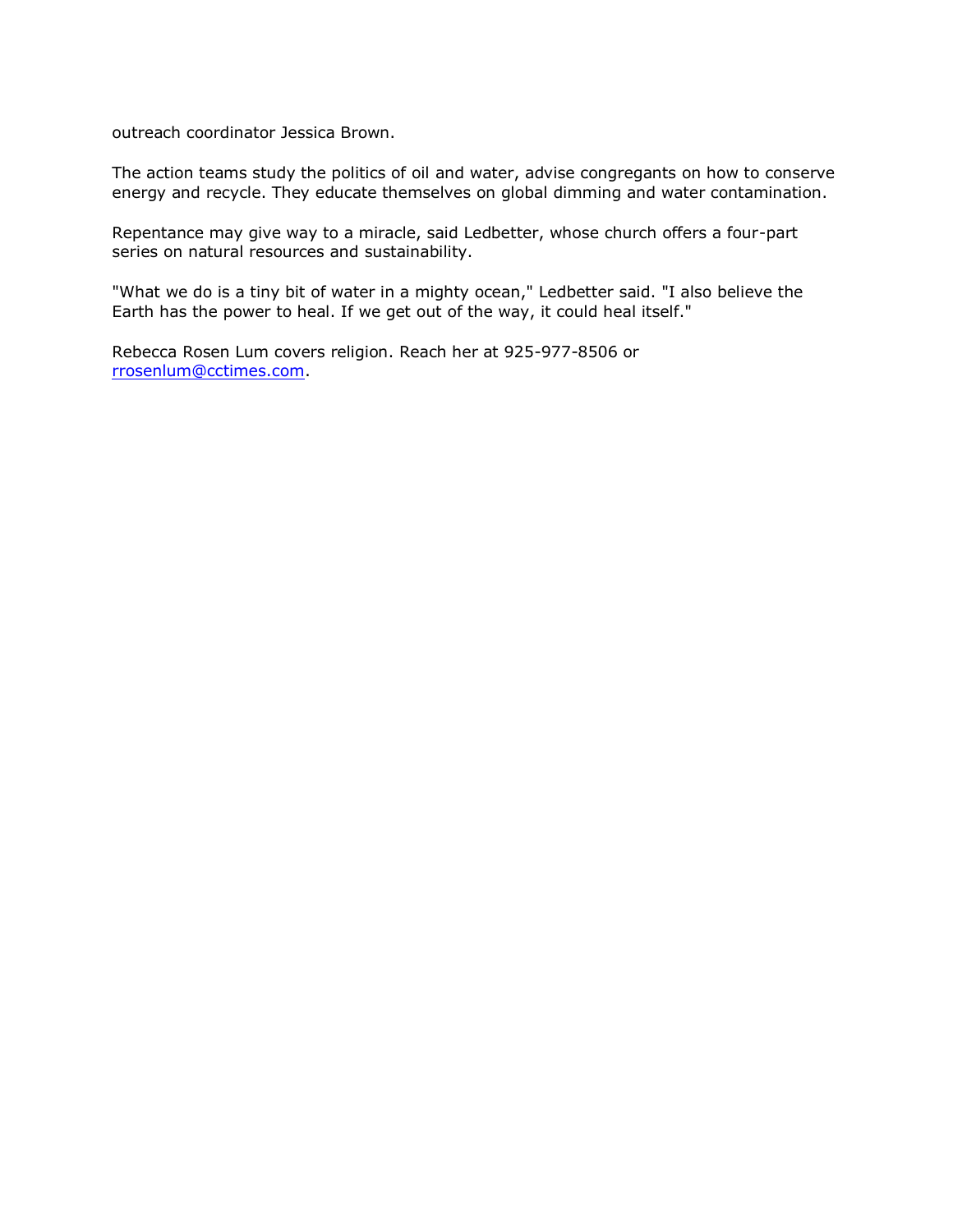outreach coordinator Jessica Brown.

The action teams study the politics of oil and water, advise congregants on how to conserve energy and recycle. They educate themselves on global dimming and water contamination.

Repentance may give way to a miracle, said Ledbetter, whose church offers a four-part series on natural resources and sustainability.

"What we do is a tiny bit of water in a mighty ocean," Ledbetter said. "I also believe the Earth has the power to heal. If we get out of the way, it could heal itself."

Rebecca Rosen Lum covers religion. Reach her at 925-977-8506 or [rrosenlum@cctimes.com](mailto:rrosenlum@cctimes.com).